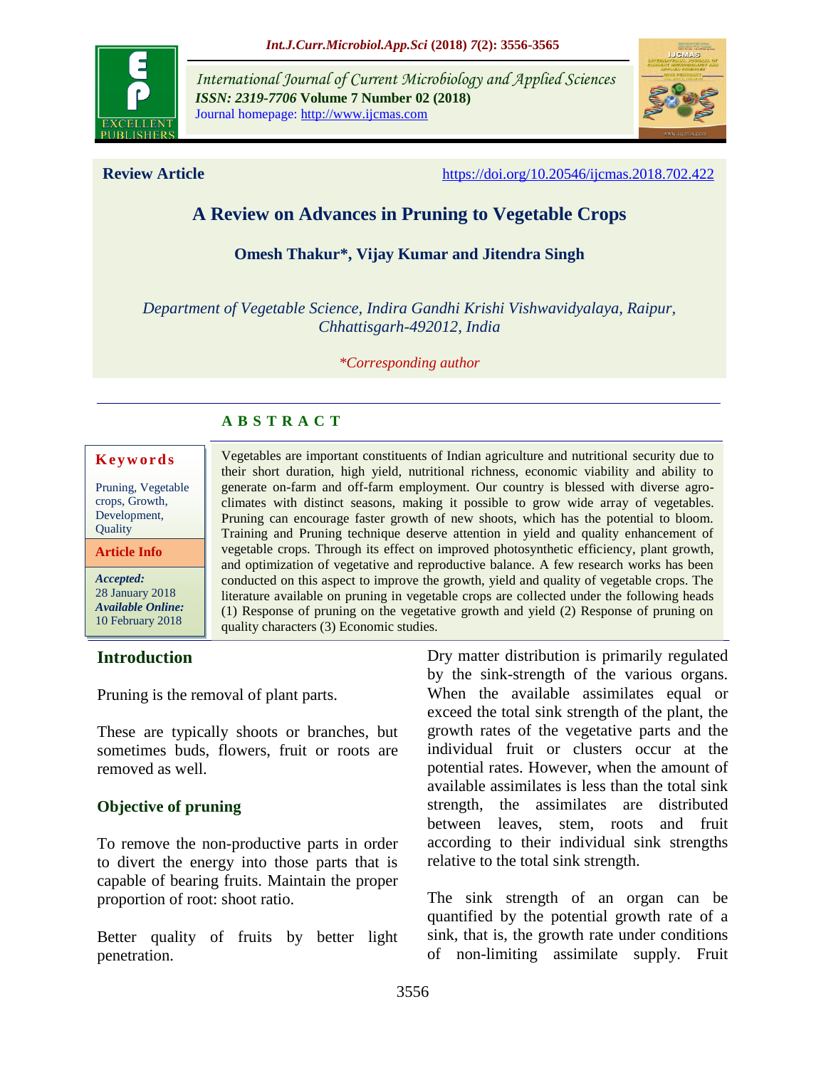International Journal of Current Microbiology and Applied Sciences
*ISSN: 2319-7706* **Volume 7 Number 02 (2018)**
Journal homepage: http://www.ijcmas.com

**Review Article** https://doi.org/10.20546/ijcmas.2018.702.422

# A Review on Advances in Pruning to Vegetable Crops

**Omesh Thakur*, Vijay Kumar and Jitendra Singh**

*Department of Vegetable Science, Indira Gandhi Krishi Vishwavidyalaya, Raipur, Chhattisgarh-492012, India*

*\*Corresponding author*

## A B S T R A C T

**Keywords**

Pruning, Vegetable crops, Growth, Development, Quality

**Article Info**

***Accepted:***
28 January 2018
***Available Online:***
10 February 2018

Vegetables are important constituents of Indian agriculture and nutritional security due to their short duration, high yield, nutritional richness, economic viability and ability to generate on-farm and off-farm employment. Our country is blessed with diverse agro-climates with distinct seasons, making it possible to grow wide array of vegetables. Pruning can encourage faster growth of new shoots, which has the potential to bloom. Training and Pruning technique deserve attention in yield and quality enhancement of vegetable crops. Through its effect on improved photosynthetic efficiency, plant growth, and optimization of vegetative and reproductive balance. A few research works has been conducted on this aspect to improve the growth, yield and quality of vegetable crops. The literature available on pruning in vegetable crops are collected under the following heads (1) Response of pruning on the vegetative growth and yield (2) Response of pruning on quality characters (3) Economic studies.

## Introduction

Pruning is the removal of plant parts.

These are typically shoots or branches, but sometimes buds, flowers, fruit or roots are removed as well.

### Objective of pruning

To remove the non-productive parts in order to divert the energy into those parts that is capable of bearing fruits. Maintain the proper proportion of root: shoot ratio.

Better quality of fruits by better light penetration.

Dry matter distribution is primarily regulated by the sink-strength of the various organs. When the available assimilates equal or exceed the total sink strength of the plant, the growth rates of the vegetative parts and the individual fruit or clusters occur at the potential rates. However, when the amount of available assimilates is less than the total sink strength, the assimilates are distributed between leaves, stem, roots and fruit according to their individual sink strengths relative to the total sink strength.

The sink strength of an organ can be quantified by the potential growth rate of a sink, that is, the growth rate under conditions of non-limiting assimilate supply. Fruit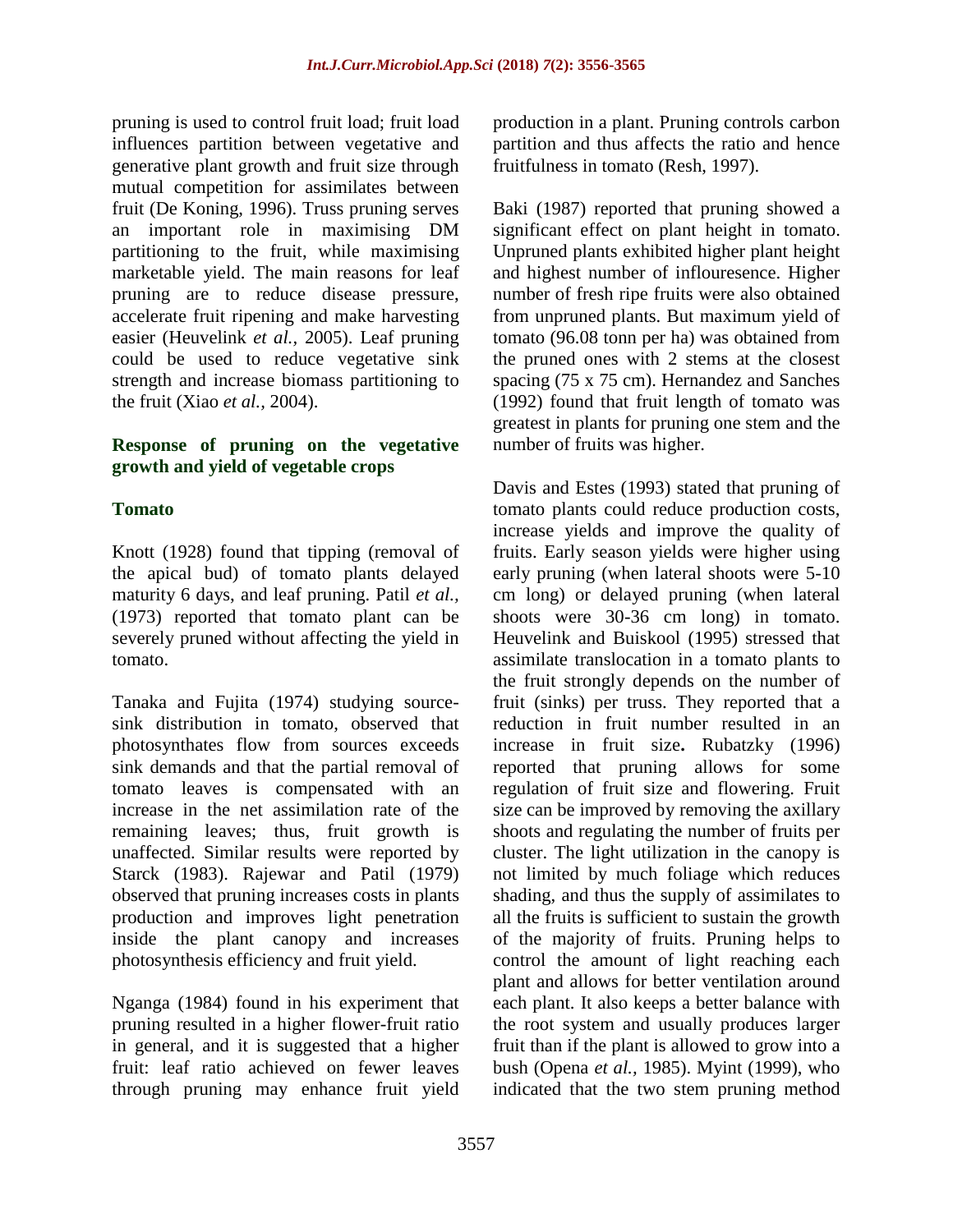pruning is used to control fruit load; fruit load influences partition between vegetative and generative plant growth and fruit size through mutual competition for assimilates between fruit (De Koning, 1996). Truss pruning serves an important role in maximising DM partitioning to the fruit, while maximising marketable yield. The main reasons for leaf pruning are to reduce disease pressure, accelerate fruit ripening and make harvesting easier (Heuvelink *et al.,* 2005). Leaf pruning could be used to reduce vegetative sink strength and increase biomass partitioning to the fruit (Xiao *et al.,* 2004).

## Response of pruning on the vegetative growth and yield of vegetable crops

### Tomato

Knott (1928) found that tipping (removal of the apical bud) of tomato plants delayed maturity 6 days, and leaf pruning. Patil *et al.,* (1973) reported that tomato plant can be severely pruned without affecting the yield in tomato.

Tanaka and Fujita (1974) studying source-sink distribution in tomato, observed that photosynthates flow from sources exceeds sink demands and that the partial removal of tomato leaves is compensated with an increase in the net assimilation rate of the remaining leaves; thus, fruit growth is unaffected. Similar results were reported by Starck (1983). Rajewar and Patil (1979) observed that pruning increases costs in plants production and improves light penetration inside the plant canopy and increases photosynthesis efficiency and fruit yield.

Nganga (1984) found in his experiment that pruning resulted in a higher flower-fruit ratio in general, and it is suggested that a higher fruit: leaf ratio achieved on fewer leaves through pruning may enhance fruit yield production in a plant. Pruning controls carbon partition and thus affects the ratio and hence fruitfulness in tomato (Resh, 1997).

Baki (1987) reported that pruning showed a significant effect on plant height in tomato. Unpruned plants exhibited higher plant height and highest number of inflouresence. Higher number of fresh ripe fruits were also obtained from unpruned plants. But maximum yield of tomato (96.08 tonn per ha) was obtained from the pruned ones with 2 stems at the closest spacing (75 x 75 cm). Hernandez and Sanches (1992) found that fruit length of tomato was greatest in plants for pruning one stem and the number of fruits was higher.

Davis and Estes (1993) stated that pruning of tomato plants could reduce production costs, increase yields and improve the quality of fruits. Early season yields were higher using early pruning (when lateral shoots were 5-10 cm long) or delayed pruning (when lateral shoots were 30-36 cm long) in tomato. Heuvelink and Buiskool (1995) stressed that assimilate translocation in a tomato plants to the fruit strongly depends on the number of fruit (sinks) per truss. They reported that a reduction in fruit number resulted in an increase in fruit size**.** Rubatzky (1996) reported that pruning allows for some regulation of fruit size and flowering. Fruit size can be improved by removing the axillary shoots and regulating the number of fruits per cluster. The light utilization in the canopy is not limited by much foliage which reduces shading, and thus the supply of assimilates to all the fruits is sufficient to sustain the growth of the majority of fruits. Pruning helps to control the amount of light reaching each plant and allows for better ventilation around each plant. It also keeps a better balance with the root system and usually produces larger fruit than if the plant is allowed to grow into a bush (Opena *et al.,* 1985). Myint (1999), who indicated that the two stem pruning method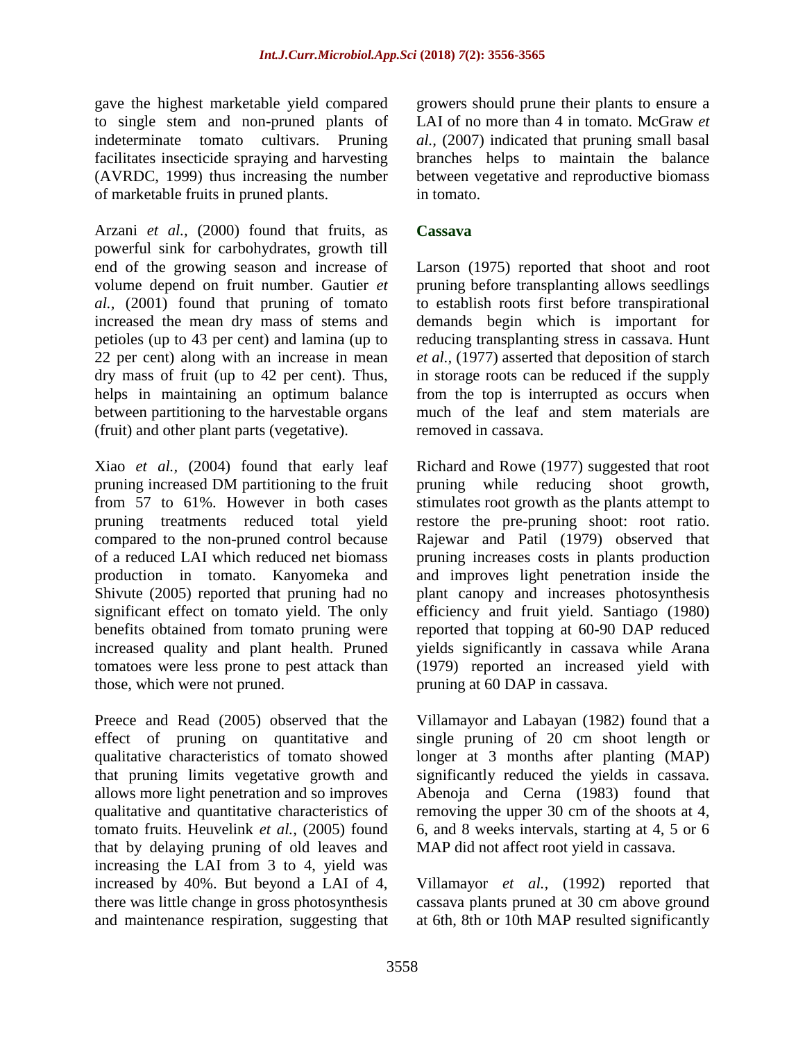gave the highest marketable yield compared to single stem and non-pruned plants of indeterminate tomato cultivars. Pruning facilitates insecticide spraying and harvesting (AVRDC, 1999) thus increasing the number of marketable fruits in pruned plants.

Arzani *et al.,* (2000) found that fruits, as powerful sink for carbohydrates, growth till end of the growing season and increase of volume depend on fruit number. Gautier *et al.,* (2001) found that pruning of tomato increased the mean dry mass of stems and petioles (up to 43 per cent) and lamina (up to 22 per cent) along with an increase in mean dry mass of fruit (up to 42 per cent). Thus, helps in maintaining an optimum balance between partitioning to the harvestable organs (fruit) and other plant parts (vegetative).

Xiao *et al.,* (2004) found that early leaf pruning increased DM partitioning to the fruit from 57 to 61%. However in both cases pruning treatments reduced total yield compared to the non-pruned control because of a reduced LAI which reduced net biomass production in tomato. Kanyomeka and Shivute (2005) reported that pruning had no significant effect on tomato yield. The only benefits obtained from tomato pruning were increased quality and plant health. Pruned tomatoes were less prone to pest attack than those, which were not pruned.

Preece and Read (2005) observed that the effect of pruning on quantitative and qualitative characteristics of tomato showed that pruning limits vegetative growth and allows more light penetration and so improves qualitative and quantitative characteristics of tomato fruits. Heuvelink *et al.,* (2005) found that by delaying pruning of old leaves and increasing the LAI from 3 to 4, yield was increased by 40%. But beyond a LAI of 4, there was little change in gross photosynthesis and maintenance respiration, suggesting that growers should prune their plants to ensure a LAI of no more than 4 in tomato. McGraw *et al.,* (2007) indicated that pruning small basal branches helps to maintain the balance between vegetative and reproductive biomass in tomato.

## Cassava

Larson (1975) reported that shoot and root pruning before transplanting allows seedlings to establish roots first before transpirational demands begin which is important for reducing transplanting stress in cassava. Hunt *et al.,* (1977) asserted that deposition of starch in storage roots can be reduced if the supply from the top is interrupted as occurs when much of the leaf and stem materials are removed in cassava.

Richard and Rowe (1977) suggested that root pruning while reducing shoot growth, stimulates root growth as the plants attempt to restore the pre-pruning shoot: root ratio. Rajewar and Patil (1979) observed that pruning increases costs in plants production and improves light penetration inside the plant canopy and increases photosynthesis efficiency and fruit yield. Santiago (1980) reported that topping at 60-90 DAP reduced yields significantly in cassava while Arana (1979) reported an increased yield with pruning at 60 DAP in cassava.

Villamayor and Labayan (1982) found that a single pruning of 20 cm shoot length or longer at 3 months after planting (MAP) significantly reduced the yields in cassava. Abenoja and Cerna (1983) found that removing the upper 30 cm of the shoots at 4, 6, and 8 weeks intervals, starting at 4, 5 or 6 MAP did not affect root yield in cassava.

Villamayor *et al.,* (1992) reported that cassava plants pruned at 30 cm above ground at 6th, 8th or 10th MAP resulted significantly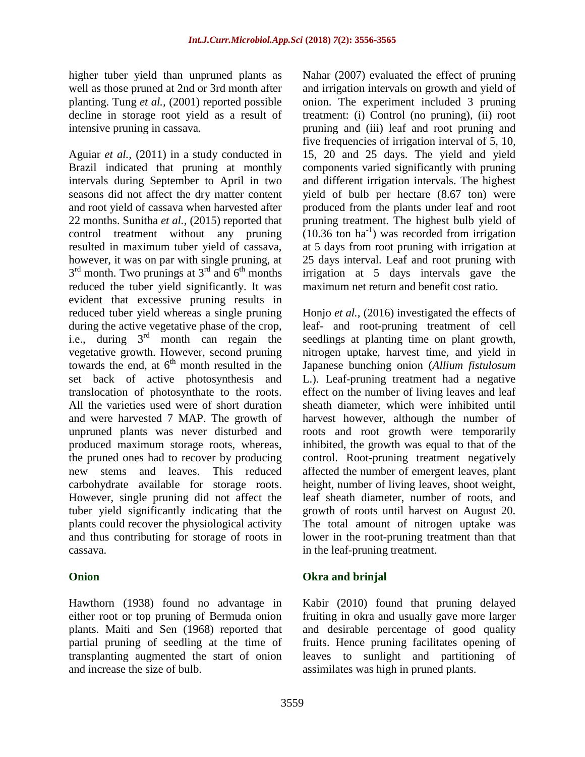higher tuber yield than unpruned plants as well as those pruned at 2nd or 3rd month after planting. Tung *et al.,* (2001) reported possible decline in storage root yield as a result of intensive pruning in cassava.

Aguiar *et al.,* (2011) in a study conducted in Brazil indicated that pruning at monthly intervals during September to April in two seasons did not affect the dry matter content and root yield of cassava when harvested after 22 months. Sunitha *et al.,* (2015) reported that control treatment without any pruning resulted in maximum tuber yield of cassava, however, it was on par with single pruning, at 3rd month. Two prunings at 3rd and 6th months reduced the tuber yield significantly. It was evident that excessive pruning results in reduced tuber yield whereas a single pruning during the active vegetative phase of the crop, i.e., during 3rd month can regain the vegetative growth. However, second pruning towards the end, at 6th month resulted in the set back of active photosynthesis and translocation of photosynthate to the roots. All the varieties used were of short duration and were harvested 7 MAP. The growth of unpruned plants was never disturbed and produced maximum storage roots, whereas, the pruned ones had to recover by producing new stems and leaves. This reduced carbohydrate available for storage roots. However, single pruning did not affect the tuber yield significantly indicating that the plants could recover the physiological activity and thus contributing for storage of roots in cassava.

## Onion

Hawthorn (1938) found no advantage in either root or top pruning of Bermuda onion plants. Maiti and Sen (1968) reported that partial pruning of seedling at the time of transplanting augmented the start of onion and increase the size of bulb.

Nahar (2007) evaluated the effect of pruning and irrigation intervals on growth and yield of onion. The experiment included 3 pruning treatment: (i) Control (no pruning), (ii) root pruning and (iii) leaf and root pruning and five frequencies of irrigation interval of 5, 10, 15, 20 and 25 days. The yield and yield components varied significantly with pruning and different irrigation intervals. The highest yield of bulb per hectare (8.67 ton) were produced from the plants under leaf and root pruning treatment. The highest bulb yield of (10.36 ton $ha^{-1}$) was recorded from irrigation at 5 days from root pruning with irrigation at 25 days interval. Leaf and root pruning with irrigation at 5 days intervals gave the maximum net return and benefit cost ratio.

Honjo *et al.,* (2016) investigated the effects of leaf- and root-pruning treatment of cell seedlings at planting time on plant growth, nitrogen uptake, harvest time, and yield in Japanese bunching onion (*Allium fistulosum* L.). Leaf-pruning treatment had a negative effect on the number of living leaves and leaf sheath diameter, which were inhibited until harvest however, although the number of roots and root growth were temporarily inhibited, the growth was equal to that of the control. Root-pruning treatment negatively affected the number of emergent leaves, plant height, number of living leaves, shoot weight, leaf sheath diameter, number of roots, and growth of roots until harvest on August 20. The total amount of nitrogen uptake was lower in the root-pruning treatment than that in the leaf-pruning treatment.

## Okra and brinjal

Kabir (2010) found that pruning delayed fruiting in okra and usually gave more larger and desirable percentage of good quality fruits. Hence pruning facilitates opening of leaves to sunlight and partitioning of assimilates was high in pruned plants.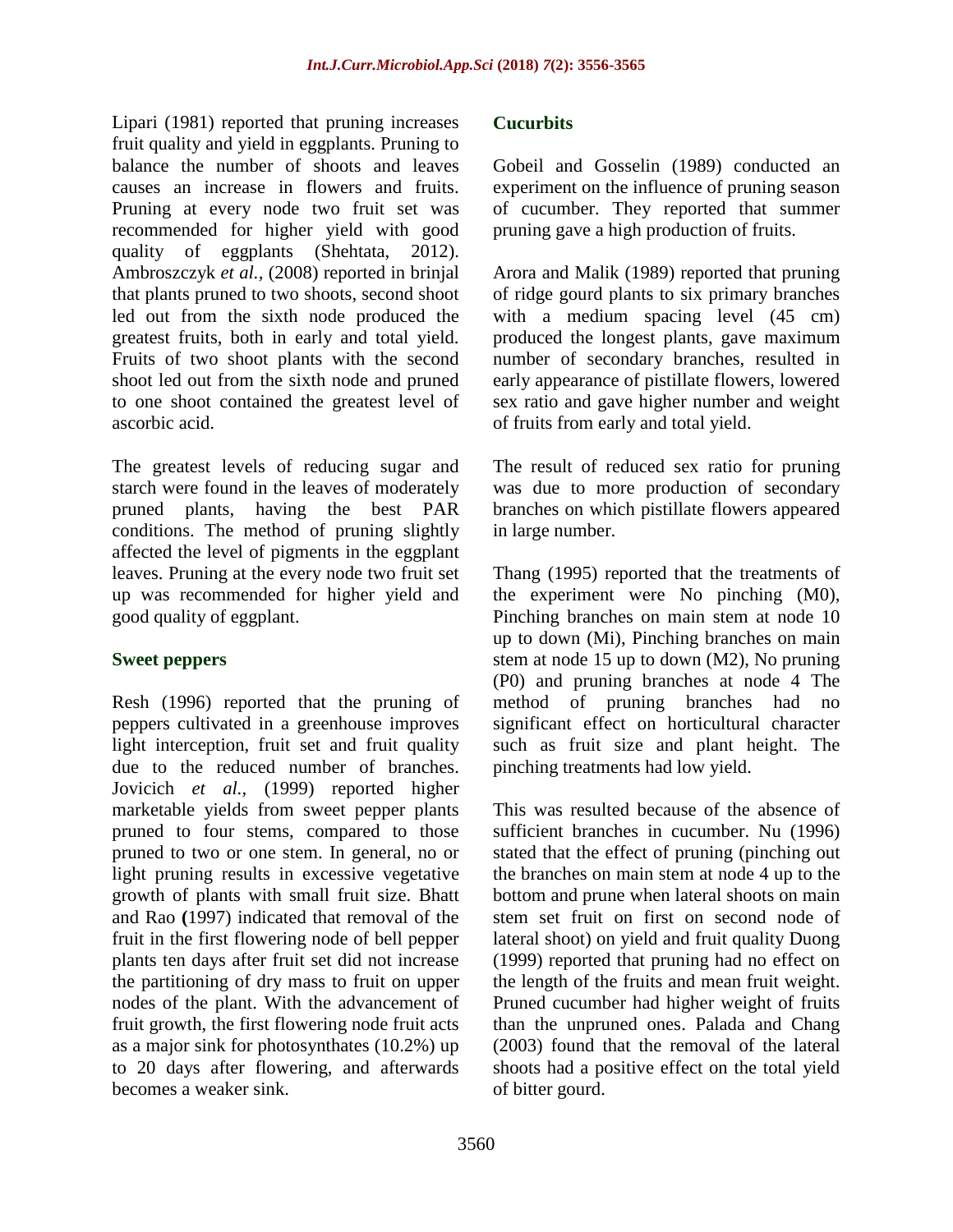Lipari (1981) reported that pruning increases fruit quality and yield in eggplants. Pruning to balance the number of shoots and leaves causes an increase in flowers and fruits. Pruning at every node two fruit set was recommended for higher yield with good quality of eggplants (Shehtata, 2012). Ambroszczyk *et al.,* (2008) reported in brinjal that plants pruned to two shoots, second shoot led out from the sixth node produced the greatest fruits, both in early and total yield. Fruits of two shoot plants with the second shoot led out from the sixth node and pruned to one shoot contained the greatest level of ascorbic acid.

The greatest levels of reducing sugar and starch were found in the leaves of moderately pruned plants, having the best PAR conditions. The method of pruning slightly affected the level of pigments in the eggplant leaves. Pruning at the every node two fruit set up was recommended for higher yield and good quality of eggplant.

### Sweet peppers

Resh (1996) reported that the pruning of peppers cultivated in a greenhouse improves light interception, fruit set and fruit quality due to the reduced number of branches. Jovicich *et al.,* (1999) reported higher marketable yields from sweet pepper plants pruned to four stems, compared to those pruned to two or one stem. In general, no or light pruning results in excessive vegetative growth of plants with small fruit size. Bhatt and Rao **(**1997) indicated that removal of the fruit in the first flowering node of bell pepper plants ten days after fruit set did not increase the partitioning of dry mass to fruit on upper nodes of the plant. With the advancement of fruit growth, the first flowering node fruit acts as a major sink for photosynthates (10.2%) up to 20 days after flowering, and afterwards becomes a weaker sink.

### Cucurbits

Gobeil and Gosselin (1989) conducted an experiment on the influence of pruning season of cucumber. They reported that summer pruning gave a high production of fruits.

Arora and Malik (1989) reported that pruning of ridge gourd plants to six primary branches with a medium spacing level (45 cm) produced the longest plants, gave maximum number of secondary branches, resulted in early appearance of pistillate flowers, lowered sex ratio and gave higher number and weight of fruits from early and total yield.

The result of reduced sex ratio for pruning was due to more production of secondary branches on which pistillate flowers appeared in large number.

Thang (1995) reported that the treatments of the experiment were No pinching (M0), Pinching branches on main stem at node 10 up to down (Mi), Pinching branches on main stem at node 15 up to down (M2), No pruning (P0) and pruning branches at node 4 The method of pruning branches had no significant effect on horticultural character such as fruit size and plant height. The pinching treatments had low yield.

This was resulted because of the absence of sufficient branches in cucumber. Nu (1996) stated that the effect of pruning (pinching out the branches on main stem at node 4 up to the bottom and prune when lateral shoots on main stem set fruit on first on second node of lateral shoot) on yield and fruit quality Duong (1999) reported that pruning had no effect on the length of the fruits and mean fruit weight. Pruned cucumber had higher weight of fruits than the unpruned ones. Palada and Chang (2003) found that the removal of the lateral shoots had a positive effect on the total yield of bitter gourd.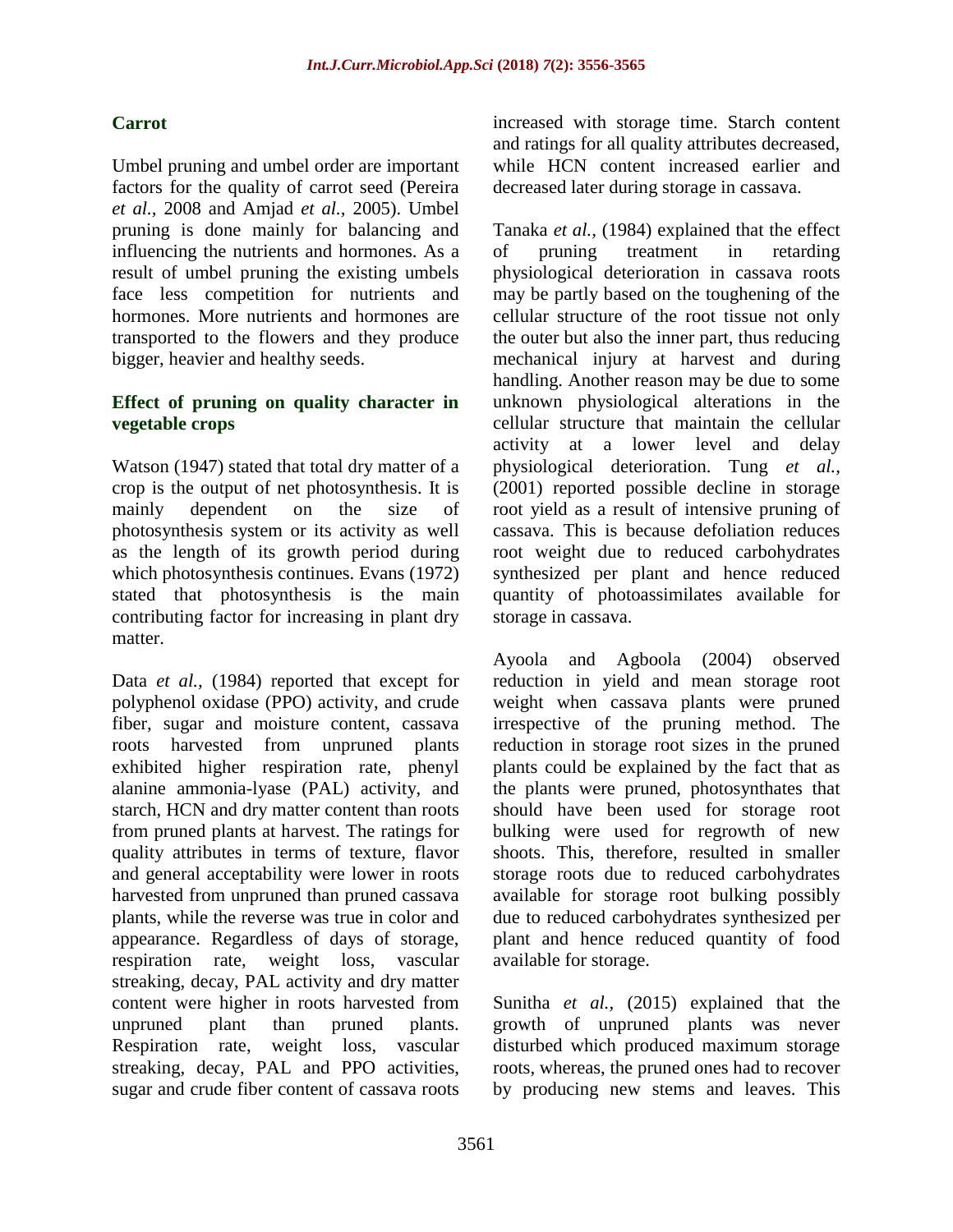### Carrot

Umbel pruning and umbel order are important factors for the quality of carrot seed (Pereira *et al.,* 2008 and Amjad *et al.,* 2005). Umbel pruning is done mainly for balancing and influencing the nutrients and hormones. As a result of umbel pruning the existing umbels face less competition for nutrients and hormones. More nutrients and hormones are transported to the flowers and they produce bigger, heavier and healthy seeds.

## Effect of pruning on quality character in vegetable crops

Watson (1947) stated that total dry matter of a crop is the output of net photosynthesis. It is mainly dependent on the size of photosynthesis system or its activity as well as the length of its growth period during which photosynthesis continues. Evans (1972) stated that photosynthesis is the main contributing factor for increasing in plant dry matter.

Data *et al.,* (1984) reported that except for polyphenol oxidase (PPO) activity, and crude fiber, sugar and moisture content, cassava roots harvested from unpruned plants exhibited higher respiration rate, phenyl alanine ammonia-lyase (PAL) activity, and starch, HCN and dry matter content than roots from pruned plants at harvest. The ratings for quality attributes in terms of texture, flavor and general acceptability were lower in roots harvested from unpruned than pruned cassava plants, while the reverse was true in color and appearance. Regardless of days of storage, respiration rate, weight loss, vascular streaking, decay, PAL activity and dry matter content were higher in roots harvested from unpruned plant than pruned plants. Respiration rate, weight loss, vascular streaking, decay, PAL and PPO activities, sugar and crude fiber content of cassava roots increased with storage time. Starch content and ratings for all quality attributes decreased, while HCN content increased earlier and decreased later during storage in cassava.

Tanaka *et al.,* (1984) explained that the effect of pruning treatment in retarding physiological deterioration in cassava roots may be partly based on the toughening of the cellular structure of the root tissue not only the outer but also the inner part, thus reducing mechanical injury at harvest and during handling. Another reason may be due to some unknown physiological alterations in the cellular structure that maintain the cellular activity at a lower level and delay physiological deterioration. Tung *et al.,* (2001) reported possible decline in storage root yield as a result of intensive pruning of cassava. This is because defoliation reduces root weight due to reduced carbohydrates synthesized per plant and hence reduced quantity of photoassimilates available for storage in cassava.

Ayoola and Agboola (2004) observed reduction in yield and mean storage root weight when cassava plants were pruned irrespective of the pruning method. The reduction in storage root sizes in the pruned plants could be explained by the fact that as the plants were pruned, photosynthates that should have been used for storage root bulking were used for regrowth of new shoots. This, therefore, resulted in smaller storage roots due to reduced carbohydrates available for storage root bulking possibly due to reduced carbohydrates synthesized per plant and hence reduced quantity of food available for storage.

Sunitha *et al.,* (2015) explained that the growth of unpruned plants was never disturbed which produced maximum storage roots, whereas, the pruned ones had to recover by producing new stems and leaves. This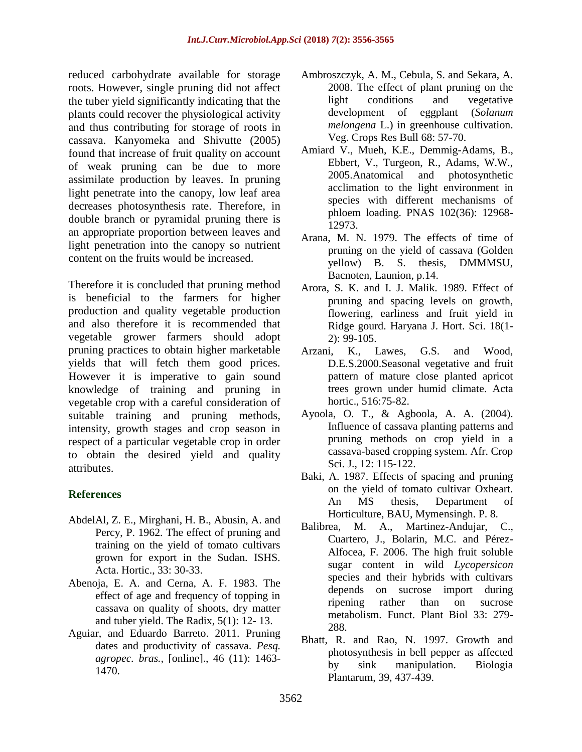reduced carbohydrate available for storage roots. However, single pruning did not affect the tuber yield significantly indicating that the plants could recover the physiological activity and thus contributing for storage of roots in cassava. Kanyomeka and Shivutte (2005) found that increase of fruit quality on account of weak pruning can be due to more assimilate production by leaves. In pruning light penetrate into the canopy, low leaf area decreases photosynthesis rate. Therefore, in double branch or pyramidal pruning there is an appropriate proportion between leaves and light penetration into the canopy so nutrient content on the fruits would be increased.

Therefore it is concluded that pruning method is beneficial to the farmers for higher production and quality vegetable production and also therefore it is recommended that vegetable grower farmers should adopt pruning practices to obtain higher marketable yields that will fetch them good prices. However it is imperative to gain sound knowledge of training and pruning in vegetable crop with a careful consideration of suitable training and pruning methods, intensity, growth stages and crop season in respect of a particular vegetable crop in order to obtain the desired yield and quality attributes.

## References

AbdelAl, Z. E., Mirghani, H. B., Abusin, A. and Percy, P. 1962. The effect of pruning and training on the yield of tomato cultivars grown for export in the Sudan. ISHS. Acta. Hortic., 33: 30-33.

Abenoja, E. A. and Cerna, A. F. 1983. The effect of age and frequency of topping in cassava on quality of shoots, dry matter and tuber yield. The Radix, 5(1): 12- 13.

Aguiar, and Eduardo Barreto. 2011. Pruning dates and productivity of cassava. *Pesq. agropec. bras.*, [online]., 46 (11): 1463-1470.

Ambroszczyk, A. M., Cebula, S. and Sekara, A. 2008. The effect of plant pruning on the light conditions and vegetative development of eggplant (*Solanum melongena* L.) in greenhouse cultivation. Veg. Crops Res Bull 68: 57-70.

Amiard V., Mueh, K.E., Demmig-Adams, B., Ebbert, V., Turgeon, R., Adams, W.W., 2005.Anatomical and photosynthetic acclimation to the light environment in species with different mechanisms of phloem loading. PNAS 102(36): 12968-12973.

Arana, M. N. 1979. The effects of time of pruning on the yield of cassava (Golden yellow) B. S. thesis, DMMMSU, Bacnoten, Launion, p.14.

Arora, S. K. and I. J. Malik. 1989. Effect of pruning and spacing levels on growth, flowering, earliness and fruit yield in Ridge gourd. Haryana J. Hort. Sci. 18(1-2): 99-105.

Arzani, K., Lawes, G.S. and Wood, D.E.S.2000.Seasonal vegetative and fruit pattern of mature close planted apricot trees grown under humid climate. Acta hortic., 516:75-82.

Ayoola, O. T., & Agboola, A. A. (2004). Influence of cassava planting patterns and pruning methods on crop yield in a cassava-based cropping system. Afr. Crop Sci. J., 12: 115-122.

Baki, A. 1987. Effects of spacing and pruning on the yield of tomato cultivar Oxheart. An MS thesis, Department of Horticulture, BAU, Mymensingh. P. 8.

Balibrea, M. A., Martinez-Andujar, C., Cuartero, J., Bolarin, M.C. and Pérez-Alfocea, F. 2006. The high fruit soluble sugar content in wild *Lycopersicon* species and their hybrids with cultivars depends on sucrose import during ripening rather than on sucrose metabolism. Funct. Plant Biol 33: 279-288.

Bhatt, R. and Rao, N. 1997. Growth and photosynthesis in bell pepper as affected by sink manipulation. Biologia Plantarum, 39, 437-439.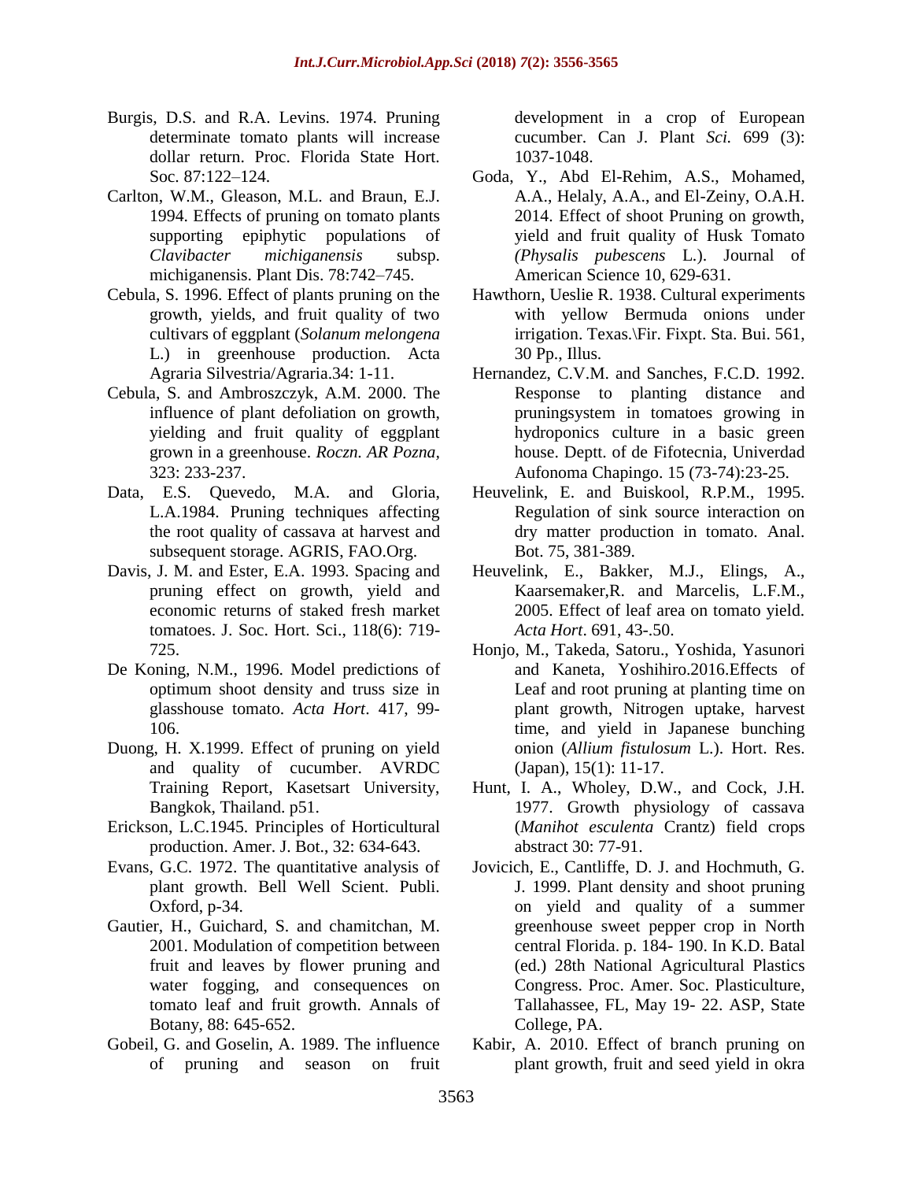Burgis, D.S. and R.A. Levins. 1974. Pruning determinate tomato plants will increase dollar return. Proc. Florida State Hort. Soc. 87:122–124.

Carlton, W.M., Gleason, M.L. and Braun, E.J. 1994. Effects of pruning on tomato plants supporting epiphytic populations of *Clavibacter michiganensis* subsp. michiganensis. Plant Dis. 78:742–745.

Cebula, S. 1996. Effect of plants pruning on the growth, yields, and fruit quality of two cultivars of eggplant (*Solanum melongena* L.) in greenhouse production. Acta Agraria Silvestria/Agraria.34: 1-11.

Cebula, S. and Ambroszczyk, A.M. 2000. The influence of plant defoliation on growth, yielding and fruit quality of eggplant grown in a greenhouse. *Roczn. AR Pozna*, 323: 233-237.

Data, E.S. Quevedo, M.A. and Gloria, L.A.1984. Pruning techniques affecting the root quality of cassava at harvest and subsequent storage. AGRIS, FAO.Org.

Davis, J. M. and Ester, E.A. 1993. Spacing and pruning effect on growth, yield and economic returns of staked fresh market tomatoes. J. Soc. Hort. Sci., 118(6): 719-725.

De Koning, N.M., 1996. Model predictions of optimum shoot density and truss size in glasshouse tomato. *Acta Hort*. 417, 99-106.

Duong, H. X.1999. Effect of pruning on yield and quality of cucumber. AVRDC Training Report, Kasetsart University, Bangkok, Thailand. p51.

Erickson, L.C.1945. Principles of Horticultural production. Amer. J. Bot., 32: 634-643.

Evans, G.C. 1972. The quantitative analysis of plant growth. Bell Well Scient. Publi. Oxford, p-34.

Gautier, H., Guichard, S. and chamitchan, M. 2001. Modulation of competition between fruit and leaves by flower pruning and water fogging, and consequences on tomato leaf and fruit growth. Annals of Botany, 88: 645-652.

Gobeil, G. and Goselin, A. 1989. The influence of pruning and season on fruit development in a crop of European cucumber. Can J. Plant *Sci.* 699 (3): 1037-1048.

Goda, Y., Abd El-Rehim, A.S., Mohamed, A.A., Helaly, A.A., and El-Zeiny, O.A.H. 2014. Effect of shoot Pruning on growth, yield and fruit quality of Husk Tomato *(Physalis pubescens* L.). Journal of American Science 10, 629-631.

Hawthorn, Ueslie R. 1938. Cultural experiments with yellow Bermuda onions under irrigation. Texas.\Fir. Fixpt. Sta. Bui. 561, 30 Pp., Illus.

Hernandez, C.V.M. and Sanches, F.C.D. 1992. Response to planting distance and pruningsystem in tomatoes growing in hydroponics culture in a basic green house. Deptt. of de Fifotecnia, Univerdad Aufonoma Chapingo. 15 (73-74):23-25.

Heuvelink, E. and Buiskool, R.P.M., 1995. Regulation of sink source interaction on dry matter production in tomato. Anal. Bot. 75, 381-389.

Heuvelink, E., Bakker, M.J., Elings, A., Kaarsemaker,R. and Marcelis, L.F.M., 2005. Effect of leaf area on tomato yield. *Acta Hort*. 691, 43-.50.

Honjo, M., Takeda, Satoru., Yoshida, Yasunori and Kaneta, Yoshihiro.2016.Effects of Leaf and root pruning at planting time on plant growth, Nitrogen uptake, harvest time, and yield in Japanese bunching onion (*Allium fistulosum* L.). Hort. Res. (Japan), 15(1): 11-17.

Hunt, I. A., Wholey, D.W., and Cock, J.H. 1977. Growth physiology of cassava (*Manihot esculenta* Crantz) field crops abstract 30: 77-91.

Jovicich, E., Cantliffe, D. J. and Hochmuth, G. J. 1999. Plant density and shoot pruning on yield and quality of a summer greenhouse sweet pepper crop in North central Florida. p. 184- 190. In K.D. Batal (ed.) 28th National Agricultural Plastics Congress. Proc. Amer. Soc. Plasticulture, Tallahassee, FL, May 19- 22. ASP, State College, PA.

Kabir, A. 2010. Effect of branch pruning on plant growth, fruit and seed yield in okra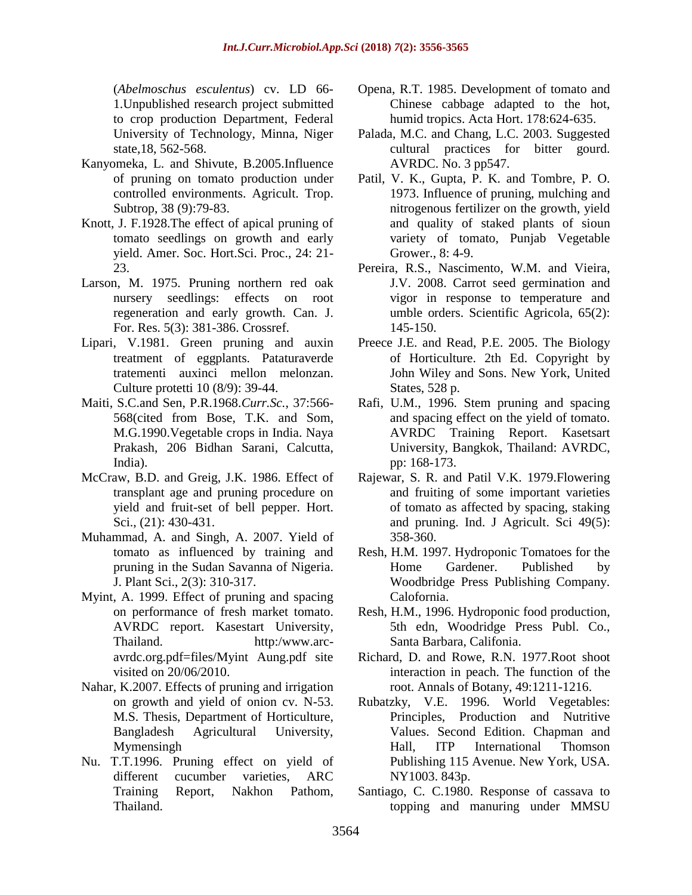(*Abelmoschus esculentus*) cv. LD 66-1.Unpublished research project submitted to crop production Department, Federal University of Technology, Minna, Niger state,18, 562-568.

Kanyomeka, L. and Shivute, B.2005.Influence of pruning on tomato production under controlled environments. Agricult. Trop. Subtrop, 38 (9):79-83.

Knott, J. F.1928.The effect of apical pruning of tomato seedlings on growth and early yield. Amer. Soc. Hort.Sci. Proc., 24: 21-23.

Larson, M. 1975. Pruning northern red oak nursery seedlings: effects on root regeneration and early growth. Can. J. For. Res. 5(3): 381-386. Crossref.

Lipari, V.1981. Green pruning and auxin treatment of eggplants. Pataturaverde tratementi auxinci mellon melonzan. Culture protetti 10 (8/9): 39-44.

Maiti, S.C.and Sen, P.R.1968.*Curr.Sc.*, 37:566-568(cited from Bose, T.K. and Som, M.G.1990.Vegetable crops in India. Naya Prakash, 206 Bidhan Sarani, Calcutta, India).

McCraw, B.D. and Greig, J.K. 1986. Effect of transplant age and pruning procedure on yield and fruit-set of bell pepper. Hort. Sci., (21): 430-431.

Muhammad, A. and Singh, A. 2007. Yield of tomato as influenced by training and pruning in the Sudan Savanna of Nigeria. J. Plant Sci., 2(3): 310-317.

Myint, A. 1999. Effect of pruning and spacing on performance of fresh market tomato. AVRDC report. Kasestart University, Thailand. http:/www.arc-avrdc.org.pdf=files/Myint Aung.pdf site visited on 20/06/2010.

Nahar, K.2007. Effects of pruning and irrigation on growth and yield of onion cv. N-53. M.S. Thesis, Department of Horticulture, Bangladesh Agricultural University, Mymensingh

Nu. T.T.1996. Pruning effect on yield of different cucumber varieties, ARC Training Report, Nakhon Pathom, Thailand.

Opena, R.T. 1985. Development of tomato and Chinese cabbage adapted to the hot, humid tropics. Acta Hort. 178:624-635.

Palada, M.C. and Chang, L.C. 2003. Suggested cultural practices for bitter gourd. AVRDC. No. 3 pp547.

Patil, V. K., Gupta, P. K. and Tombre, P. O. 1973. Influence of pruning, mulching and nitrogenous fertilizer on the growth, yield and quality of staked plants of sioun variety of tomato, Punjab Vegetable Grower., 8: 4-9.

Pereira, R.S., Nascimento, W.M. and Vieira, J.V. 2008. Carrot seed germination and vigor in response to temperature and umble orders. Scientific Agricola, 65(2): 145-150.

Preece J.E. and Read, P.E. 2005. The Biology of Horticulture. 2th Ed. Copyright by John Wiley and Sons. New York, United States, 528 p.

Rafi, U.M., 1996. Stem pruning and spacing and spacing effect on the yield of tomato. AVRDC Training Report. Kasetsart University, Bangkok, Thailand: AVRDC, pp: 168-173.

Rajewar, S. R. and Patil V.K. 1979.Flowering and fruiting of some important varieties of tomato as affected by spacing, staking and pruning. Ind. J Agricult. Sci 49(5): 358-360.

Resh, H.M. 1997. Hydroponic Tomatoes for the Home Gardener. Published by Woodbridge Press Publishing Company. Calofornia.

Resh, H.M., 1996. Hydroponic food production, 5th edn, Woodridge Press Publ. Co., Santa Barbara, Califonia.

Richard, D. and Rowe, R.N. 1977.Root shoot interaction in peach. The function of the root. Annals of Botany, 49:1211-1216.

Rubatzky, V.E. 1996. World Vegetables: Principles, Production and Nutritive Values. Second Edition. Chapman and Hall, ITP International Thomson Publishing 115 Avenue. New York, USA. NY1003. 843p.

Santiago, C. C.1980. Response of cassava to topping and manuring under MMSU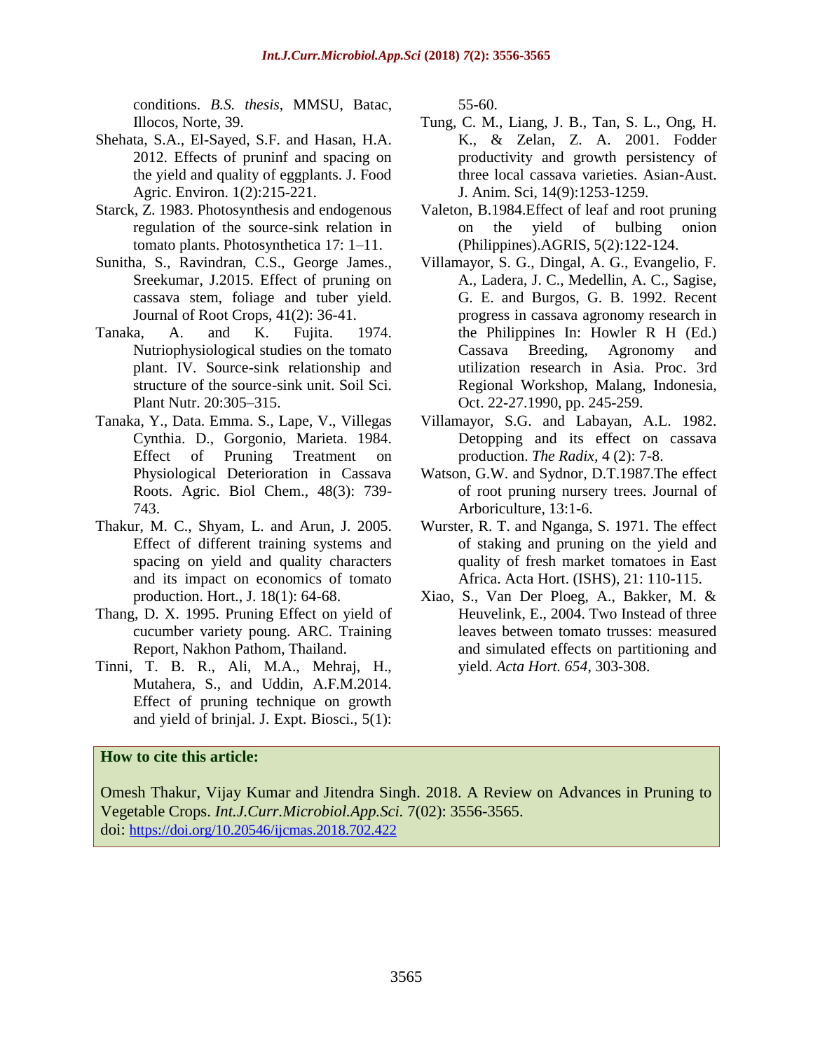conditions. *B.S. thesis*, MMSU, Batac, Illocos, Norte, 39.

Shehata, S.A., El-Sayed, S.F. and Hasan, H.A. 2012. Effects of pruninf and spacing on the yield and quality of eggplants. J. Food Agric. Environ. 1(2):215-221.

Starck, Z. 1983. Photosynthesis and endogenous regulation of the source-sink relation in tomato plants. Photosynthetica 17: 1–11.

Sunitha, S., Ravindran, C.S., George James., Sreekumar, J.2015. Effect of pruning on cassava stem, foliage and tuber yield. Journal of Root Crops, 41(2): 36-41.

Tanaka, A. and K. Fujita. 1974. Nutriophysiological studies on the tomato plant. IV. Source-sink relationship and structure of the source-sink unit. Soil Sci. Plant Nutr. 20:305–315.

Tanaka, Y., Data. Emma. S., Lape, V., Villegas Cynthia. D., Gorgonio, Marieta. 1984. Effect of Pruning Treatment on Physiological Deterioration in Cassava Roots. Agric. Biol Chem., 48(3): 739-743.

Thakur, M. C., Shyam, L. and Arun, J. 2005. Effect of different training systems and spacing on yield and quality characters and its impact on economics of tomato production. Hort., J. 18(1): 64-68.

Thang, D. X. 1995. Pruning Effect on yield of cucumber variety poung. ARC. Training Report, Nakhon Pathom, Thailand.

Tinni, T. B. R., Ali, M.A., Mehraj, H., Mutahera, S., and Uddin, A.F.M.2014. Effect of pruning technique on growth and yield of brinjal. J. Expt. Biosci., 5(1): 55-60.

Tung, C. M., Liang, J. B., Tan, S. L., Ong, H. K., & Zelan, Z. A. 2001. Fodder productivity and growth persistency of three local cassava varieties. Asian-Aust. J. Anim. Sci, 14(9):1253-1259.

Valeton, B.1984.Effect of leaf and root pruning on the yield of bulbing onion (Philippines).AGRIS, 5(2):122-124.

Villamayor, S. G., Dingal, A. G., Evangelio, F. A., Ladera, J. C., Medellin, A. C., Sagise, G. E. and Burgos, G. B. 1992. Recent progress in cassava agronomy research in the Philippines In: Howler R H (Ed.) Cassava Breeding, Agronomy and utilization research in Asia. Proc. 3rd Regional Workshop, Malang, Indonesia, Oct. 22-27.1990, pp. 245-259.

Villamayor, S.G. and Labayan, A.L. 1982. Detopping and its effect on cassava production. *The Radix*, 4 (2): 7-8.

Watson, G.W. and Sydnor, D.T.1987.The effect of root pruning nursery trees. Journal of Arboriculture, 13:1-6.

Wurster, R. T. and Nganga, S. 1971. The effect of staking and pruning on the yield and quality of fresh market tomatoes in East Africa. Acta Hort. (ISHS), 21: 110-115.

Xiao, S., Van Der Ploeg, A., Bakker, M. & Heuvelink, E., 2004. Two Instead of three leaves between tomato trusses: measured and simulated effects on partitioning and yield. *Acta Hort. 654*, 303-308.

**How to cite this article:**

Omesh Thakur, Vijay Kumar and Jitendra Singh. 2018. A Review on Advances in Pruning to Vegetable Crops. *Int.J.Curr.Microbiol.App.Sci.* 7(02): 3556-3565.
doi: https://doi.org/10.20546/ijcmas.2018.702.422